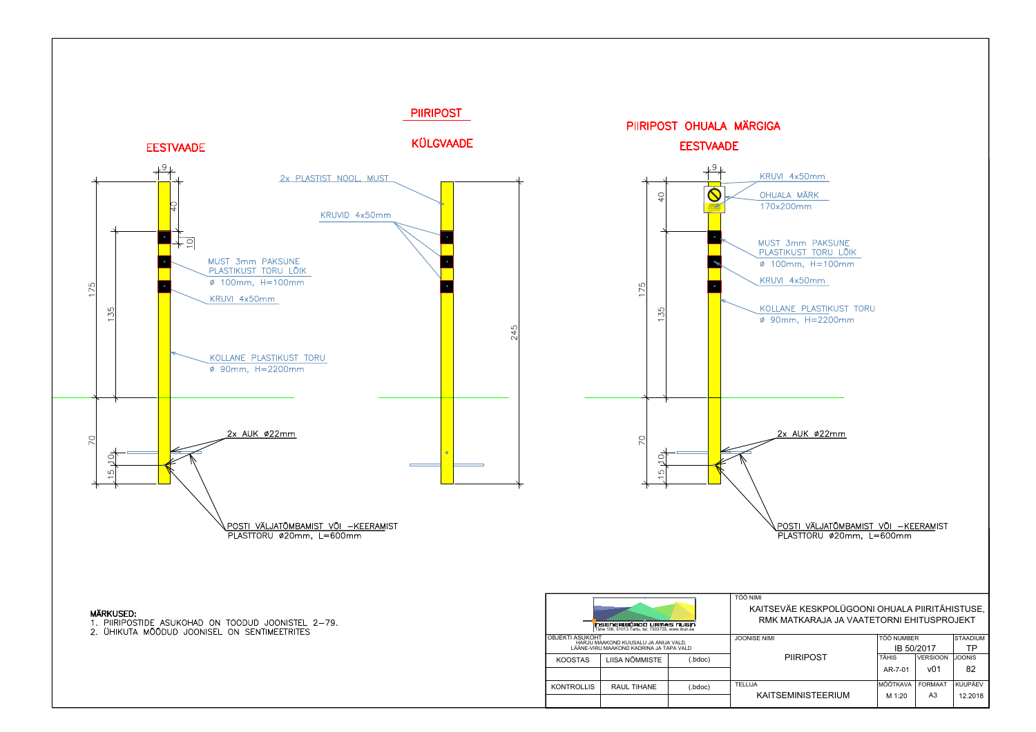## PIIRIPOST

### EESTVAADE

9

40

10

175

135

70

10

15

MUST 3mm PAKSUNE PLASTIKUST TORU LÕIK
ø 100mm, H=100mm

KRUVI 4x50mm

KOLLANE PLASTIKUST TORU
ø 90mm, H=2200mm

2x AUK ø22mm

POSTI VÄLJATÕMBAMIST VÕI –KEERAMIST
PLASTTORU ø20mm, L=600mm

### KÜLGVAADE

2x PLASTIST NOOL, MUST

KRUVID 4x50mm

245

## PIIRIPOST OHUALA MÄRGIGA

### EESTVAADE

9

40

175

135

70

10

15

KRUVI 4x50mm

OHUALA MÄRK
170x200mm

MUST 3mm PAKSUNE PLASTIKUST TORU LÕIK
ø 100mm, H=100mm

KRUVI 4x50mm

KOLLANE PLASTIKUST TORU
ø 90mm, H=2200mm

2x AUK ø22mm

POSTI VÄLJATÕMBAMIST VÕI –KEERAMIST
PLASTTORU ø20mm, L=600mm

**MÄRKUSED:**
1. PIIRIPOSTIDE ASUKOHAD ON TOODUD JOONISTEL 2–79.
2. ÜHIKUTA MÕÕDUD JOONISEL ON SENTIMEETRITES

| | | | TÖÖ NIMI | | | |
|---|---|---|---|---|---|---|
| INSENERIBÜROO URMAS NUGIN, Tähe 106, 51013 Tartu, tel. 7303735, www.ibun.ee | | | KAITSEVÄE KESKPOLÜGOONI OHUALA PIIRITÄHISTUSE, RMK MATKARAJA JA VAATETORNI EHITUSPROJEKT | | | |
| OBJEKTI ASUKOHT: HARJU MAAKOND KUUSALU JA ANIJA VALD, LÄÄNE-VIRU MAAKOND KADRINA JA TAPA VALD | | | JOONISE NIMI | TÖÖ NUMBER | | STAADIUM |
| | | | PIIRIPOST | IB 50/2017 | | TP |
| KOOSTAS | LIISA NÕMMISTE | (.bdoc) | | TÄHIS | VERSIOON | JOONIS |
| | | | | AR-7-01 | v01 | 82 |
| KONTROLLIS | RAUL TIHANE | (.bdoc) | TELLIJA | MÕÕTKAVA | FORMAAT | KUUPÄEV |
| | | | KAITSEMINISTEERIUM | M 1:20 | A3 | 12.2018 |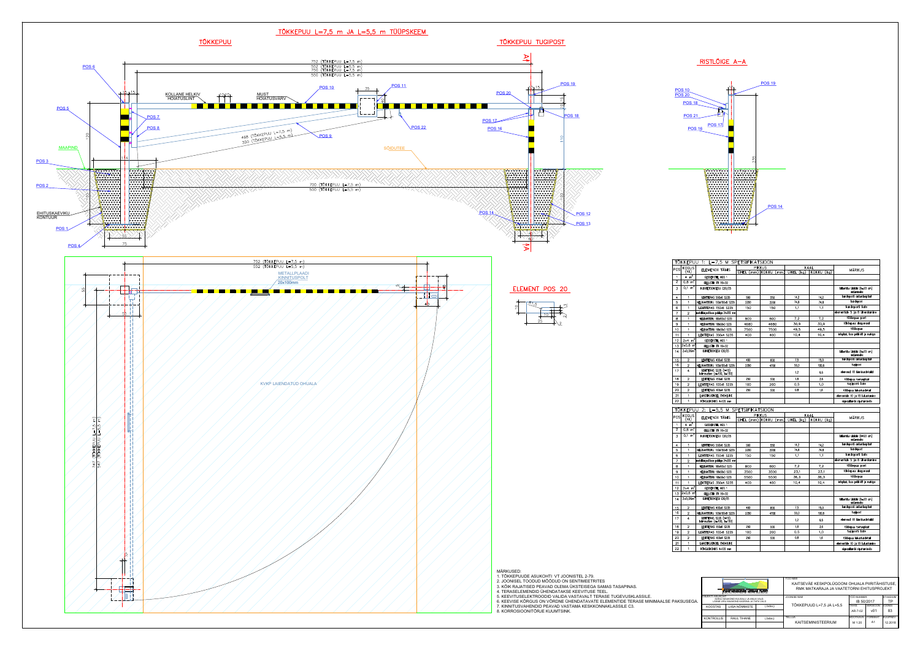# TÖKKEPUU L=7,5 m JA L=5,5 m TÜÜPSKEEM

## TÖKKEPUU

## TÖKKEPUU TUGIPOST

## RISTLÕIGE A-A

## ELEMENT POS 20

TÖKKEPUU 1: L=7,5 M SPETSIFIKATSIOON

| POS | KOGUS (tk) | ELEMENDI TÄHIS | PIKKUS ÜHEL (mm) | PIKKUS KOKKU (mm) | KAAL ÜHEL (kg) | KAAL KOKKU (kg) | MÄRKUS |
|---|---|---|---|---|---|---|---|
| 1 | 4 m² | GEOKOTTAL NGS 1 | | | | | |
| 2 | 0,8 m³ | KILLUSTIK FR 16-32 | | | | | |
| 3 | 0,1 m³ | KUIVBETOONSEGU C30/35 | | | | | täitmiseks tõkkle (h=20 cm) ostumiseks |
| 4 | 1 | LEHTTERAS 550x6 S235 | 550 | 550 | 14,2 | 14,2 | kandeposti ankurdusplaat |
| 5 | 1 | KELKANTTORU 150x150x6 S235 | 2200 | 2200 | 74,8 | 74,8 | kandepost |
| 6 | 1 | LEHTTERAS 150x6 S235 | 150 | 150 | 1,1 | 1,1 | kandeposti kate |
| 7 | 2 | metallkeevitus poltiga 24x200 mm | | | | | elementide 5 ja 8 ühendamine |
| 8 | 1 | KELKANTTORU 100x100x3 S235 | 800 | 800 | 7,2 | 7,2 | tõkkepuu post |
| 9 | 1 | KELKANTTORU 100x50x3 S235 | 4680 | 4680 | 30,9 | 30,9 | tõkkepuu diagonaal |
| 10 | 1 | KELKANTTORU 100x50x3 S235 | 7500 | 7500 | 49,5 | 49,5 | tõkkepuu |
| 11 | 1 | LEHTTERAS 350x4 S235 | 400 | 400 | 10,4 | 10,4 | ristplaat, koos poltidel ja mutriga |
| 12 | 2x4 m² | GEOKOTTAL NGS 1 | | | | | |
| 13 | 2x0,8 m³ | KILLUSTIK FR 16-32 | | | | | |
| 14 | 2x0,06m³ | KUIVBETOONSEGU C30/35 | | | | | täitmiseks tõkkle (h=20 cm) ostumiseks |
| 15 | 2 | LEHTTERAS 400x6 S235 | 400 | 800 | 7,5 | 15,0 | kandeposti ankurdusplaat |
| 16 | 2 | KELKANTTORU 100x100x6 S235 | 2350 | 4700 | 50,3 | 100,6 | tugipost |
| 17 | 4 | LEHTTERAS S235 (t=10) kolmnurkne (a=100, $\frac{1}{2}$a=200) | | | 1,2 | 9,6 | elemend 18 kinnitustoetajad |
| 18 | 2 | LEHTTERAS 100x6 S235 | 250 | 500 | 1,8 | 2,5 | tõkkepuu toetusplaat |
| 19 | 2 | LEHTTERAS 100x5 S235 | 100 | 200 | 0,5 | 1,0 | tugipost kate |
| 20 | 2 | LEHTTERAS 100x4 S235 | 250 | 500 | 0,8 | 1,6 | tõkkepuu lukustuselement |
| 21 | 1 | LAASTIKULUKUSTI, TABALUKK | | | | | elementide 10 ja 18 lukustamine |
| 22 | 1 | RÕNGASKONKS 4x120 mm | | | | | signaallambi riputamiseks |

TÖKKEPUU 2: L=5,5 M SPETSIFIKATSIOON

| POS | KOGUS (tk) | ELEMENDI TÄHIS | PIKKUS ÜHEL (mm) | PIKKUS KOKKU (mm) | KAAL ÜHEL (kg) | KAAL KOKKU (kg) | MÄRKUS |
|---|---|---|---|---|---|---|---|
| 1 | 4 m² | GEOKOTTAL NGS 1 | | | | | |
| 2 | 0,8 m³ | KILLUSTIK FR 16-32 | | | | | |
| 3 | 0,1 m³ | KUIVBETOONSEGU C30/35 | | | | | täitmiseks tõkkle (h=20 cm) ostumiseks |
| 4 | 1 | LEHTTERAS 550x6 S235 | 550 | 550 | 14,2 | 14,2 | kandeposti ankurdusplaat |
| 5 | 1 | KELKANTTORU 150x150x6 S235 | 2200 | 2200 | 74,8 | 74,8 | kandepost |
| 6 | 1 | LEHTTERAS 150x6 S235 | 150 | 150 | 1,1 | 1,1 | kandeposti kate |
| 7 | 2 | metallkeevitus poltiga 24x200 mm | | | | | elementide 5 ja 8 ühendamine |
| 8 | 1 | KELKANTTORU 100x100x3 S235 | 800 | 800 | 7,2 | 7,2 | tõkkepuu post |
| 9 | 1 | KELKANTTORU 100x50x3 S235 | 3500 | 3500 | 23,1 | 23,1 | tõkkepuu diagonaal |
| 10 | 1 | KELKANTTORU 100x50x3 S235 | 5500 | 5500 | 36,3 | 36,3 | tõkkepuu |
| 11 | 1 | LEHTTERAS 350x4 S235 | 400 | 400 | 10,4 | 10,4 | ristplaat, koos poltidel ja mutriga |
| 12 | 2x4 m² | GEOKOTTAL NGS 1 | | | | | |
| 13 | 2x0,8 m³ | KILLUSTIK FR 16-32 | | | | | |
| 14 | 2x0,06m³ | KUIVBETOONSEGU C30/35 | | | | | täitmiseks tõkkle (h=20 cm) ostumiseks |
| 15 | 2 | LEHTTERAS 400x6 S235 | 400 | 800 | 7,5 | 15,0 | kandeposti ankurdusplaat |
| 16 | 2 | KELKANTTORU 100x100x6 S235 | 2350 | 4700 | 50,3 | 100,6 | tugipost |
| 17 | 4 | LEHTTERAS S235 (t=10) kolmnurkne (a=100, $\frac{1}{2}$a=200) | | | 1,2 | 9,6 | elemend 18 kinnitustoetajad |
| 18 | 2 | LEHTTERAS 100x6 S235 | 250 | 500 | 1,8 | 2,5 | tõkkepuu toetusplaat |
| 19 | 2 | LEHTTERAS 100x5 S235 | 100 | 200 | 0,5 | 1,0 | tugipost kate |
| 20 | 2 | LEHTTERAS 100x4 S235 | 250 | 500 | 0,8 | 1,6 | tõkkepuu lukustuselement |
| 21 | 1 | LAASTIKULUKUSTI, TABALUKK | | | | | elementide 10 ja 18 lukustamine |
| 22 | 1 | RÕNGASKONKS 4x120 mm | | | | | signaallambi riputamiseks |

MÄRKUSED:
1. TÕKKEPUUDE ASUKOHTI VT JOONISTEL 2-79.
2. JOONISEL TOODUD MÕÕDUD ON SENTIMEETRITES
3. KÕIK RAJATISED PEAVAD OLEMA ÜKSTEISEGA SAMAS TASAPINAS.
4. TERASELEMENDID ÜHENDATAKSE KEEVITUSE TEEL.
5. KEEVITUSELEKTROODID VALIDA VASTAVALT TERASE TUGEVUSKLASSILE.
6. KEEVISE KÕRGUS ON VÕRDNE ÜHENDATAVATE ELEMENTIDE TERASE MINIMAALSE PAKSUSEGA.
7. KINNITUSVAHENDID PEAVAD VASTAMA KESKKONNAKLASSILE C3.
8. KORROSIOONITÕRJE KUUMTSINK.

| | | | |
|---|---|---|---|
| KOOSTAS | LIISA NÕMMISTE | (allkiri) | TÖÖ NIMI: KAITSEVÄE KESKPOLÜGOONI OHUALA PIIRITÄHISTUSE, RMK MATKARAJA JA VAATETORNI EHITUSPROJEKT |
| KONTROLLIS | RAUL TIHANE | (allkiri) | JOONISE NIMI: TÕKKEPUUD L=7,5 JA L=5,5 |
| TÖÖ NUMBER | IB 50/2017 | STAADIUM | TP |
| JOONIS | AR-7-02 | VERSIOON | v01 |
| TELLIJA | KAITSEMINISTEERIUM | MÕÕTKAVA | M 1:20 |
| FORMAAT | A1 | KUUPÄEV | 12.2018 |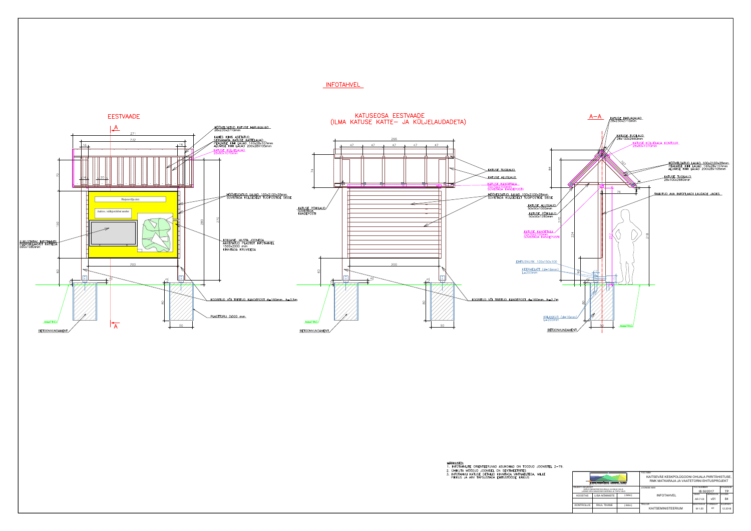# INFOTAHVEL

## EESTVAADE

- A
- 271
- 232
- 16
- 16
- 70
- 4
- 20
- 130
- 280
- 216
- 200
- 60
- 15
- 5
- 80
- 50

HÖÖVELDATUD KATUSE HARJALAUAD 28x230x2710mm

KAHES KIHIS ASETATUD SERVAMATA KATUSE KATTELAUAD PEALMISE KIHI LAUAD 140x28x107mm ALUMISE KIHI LAUAD 200x28x100mm

KATUSE KÜLJELAUAD 25x80x1070mm

HÖÖVELDATUD LAUAD 100x2100x28mm, SÜVISTADA KÜLGEDELT TUGIPOSTIDE SISSE

LUKUSTATAV INFOTAHVEL PLEKSIKLAASIST KATTEGA 590x1080mm

KOLLANE, MUSTA JOONEGA, ÄÄRISTATUD PLASTIST INFOTAHVEL 1500x2000 mm KINNITADA KRUVIDEGA

KOORITUD VÕI TREITUD KANDEPOST d=160mm h=3,5m

PLASTTORU D500 mm

MAAPIND

BETOONVUNDAMENT

## KATUSEOSA EESTVAADE (ILMA KATUSE KATTE- JA KÜLJELAUDADETA)

- 266
- 47
- 47
- 47
- 47
- 47
- 74
- 200
- 60
- 15
- 5
- 80
- 50

KATUSE TUGILAUD

KATUSE ALUSLAUD

KATUSE KANDETALA 70x70x3100mm SÜVISTADA KANDEPOSTI

HÖÖVELDATUD LAUAD 100x2100x28mm, SÜVISTADA KÜLGEDELT TUGIPOSTIDE SISSE

KATUSE PÕIKLAUD, SÜVISTADA KANDEPOSTI

KOORITUD VÕI TREITUD KANDEPOST d=160mm h=2,7m

MAAPIND

BETOONVUNDAMENT

## A–A

- 84
- 107
- 76
- 215
- 224
- 217
- 218
- 60
- 80
- 50

KATUSE HARJALAUAD 28x230x2710mm

KATUSE TUGILAUD 28x100x2660mm

KATUSE KÜLJELAUA KONTUUR 25x80x1070mm

HÖÖVELDATUD LAUAD 100x2100x28mm PEALMISE KIHI LAUAD 140x28x107mm ALUMISE KIHI LAUAD 200x28x105mm

KATUSE TUGILAUD 28x100x2660mm

TAHUTUD AVA INFOPLAADI LAUDADE JAOKS

KATUSE ALUSLAUD 50x50x1000mm

KATUSE PÕIKLAUD 50x50x1280mm

KATUSE KANDETALA 70x70x3100mm SÜVISTADA KANDEPOSTI

EHITUSNURK 100x150x100

KEERMELATT (d=16mm) L=200mm

KILANKUR (d=16mm) L=200mm

BETOONVUNDAMENT

MAAPIND

**MÄRKUSED:**

1. INFOTAHVLITE ORIENTEERIVAD ASUKOHAD ON TOODUD JOONISTEL 2–79.
2. ÜHIKUTA MÕÕDUD JOONISEL ON SENTIMEETRITES
3. INFOTAHVLI KATUSE DETAILID KINNITADA VINTNAELTEGA, MILLE PIKKUS JA ARV TÄPSUSTADA EHITUSTÖÖDE KÄIGUS

| | | | | | | |
|---|---|---|---|---|---|---|
| OBJEKTI AADRESS: HARJU MAAKOND KUUSALU JA ANIJA VALD, LÄÄNE-VIRU MAAKOND KADRINA JA TAPA VALD | | | TÖÖ NIMI: KAITSEVÄE KESKPOLÜGOONI OHUALA PIIRITÄHISTUSE, RMK MATKARAJA JA VAATETORNI EHITUSPROJEKT | | | |
| KOOSTAS | LIISA NÕMMISTE | (.digi) | JOONISE NIMI: INFOTAHVEL | TÖÖ NUMBER: IB 50/2017 | | STAADIUM: TP |
| | | | | TÖÖ NR: AR-7-03 | VERSIOON: v01 | JOONIS: 84 |
| KONTROLLIS | RAUL TIHANE | (.digi) | TELLIJA: KAITSEMINISTEERIUM | MÕÕTKAVA: M 1:20 | FORMAAT: A1 | KUUPÄEV: 12.2018 |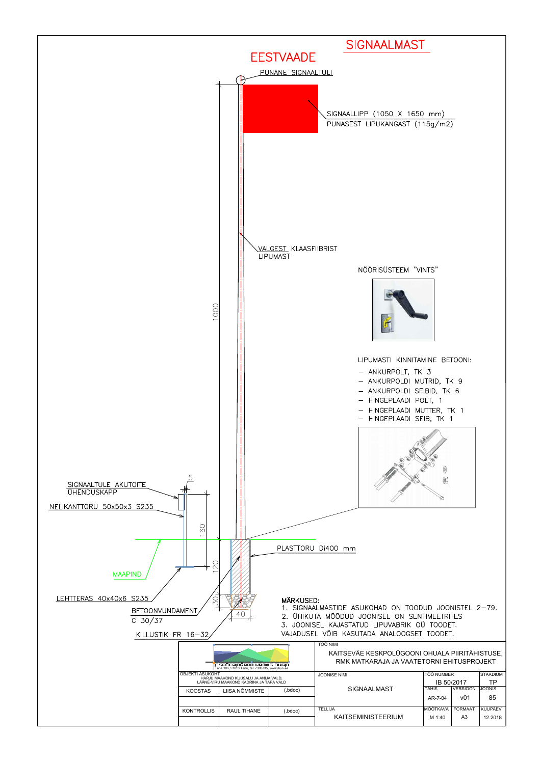# SIGNAALMAST

## EESTVAADE

PUNANE SIGNAALTULI

SIGNAALLIPP (1050 X 1650 mm)
PUNASEST LIPUKANGAST (115g/m2)

VALGEST KLAASFIIBRIST
LIPUMAST

1000

NÖÖRISÜSTEEM "VINTS"

LIPUMASTI KINNITAMINE BETOONI:

- ANKURPOLT, TK 3
- ANKURPOLDI MUTRID, TK 9
- ANKURPOLDI SEIBID, TK 6
- HINGEPLAADI POLT, 1
- HINGEPLAADI MUTTER, TK 1
- HINGEPLAADI SEIB, TK 1

SIGNAALTULE AKUTOITE
ÜHENDUSKAPP

NELIKANTTORU 50x50x3 S235

5

160

120

30

40

MAAPIND

PLASTTORU Di400 mm

LEHTTERAS 40x40x6 S235

BETOONVUNDAMENT
C 30/37

KILLUSTIK FR 16–32

MÄRKUSED:

1. SIGNAALMASTIDE ASUKOHAD ON TOODUD JOONISTEL 2–79.
2. ÜHIKUTA MÕÕDUD JOONISEL ON SENTIMEETRITES
3. JOONISEL KAJASTATUD LIPUVABRIK OÜ TOODET.
VAJADUSEL VÕIB KASUTADA ANALOOGSET TOODET.

| Inseneribüroo Urmas Nugin, Tähe 106, 51013 Tartu, tel. 7303735, www.ibun.ee | | | TÖÖ NIMI: KAITSEVÄE KESKPOLÜGOONI OHUALA PIIRITÄHISTUSE, RMK MATKARAJA JA VAATETORNI EHITUSPROJEKT | | | |
|---|---|---|---|---|---|---|
| OBJEKTI ASUKOHT: HARJU MAAKOND KUUSALU JA ANIJA VALD, LÄÄNE-VIRU MAAKOND KADRINA JA TAPA VALD | | | JOONISE NIMI: SIGNAALMAST | TÖÖ NUMBER: IB 50/2017 | | STAADIUM: TP |
| KOOSTAS | LIISA NÕMMISTE | (.bdoc) | | TÄHIS: AR-7-04 | VERSIOON: v01 | JOONIS: 85 |
| KONTROLLIS | RAUL TIHANE | (.bdoc) | TELLIJA: KAITSEMINISTEERIUM | MÕÕTKAVA: M 1:40 | FORMAAT: A3 | KUUPÄEV: 12.2018 |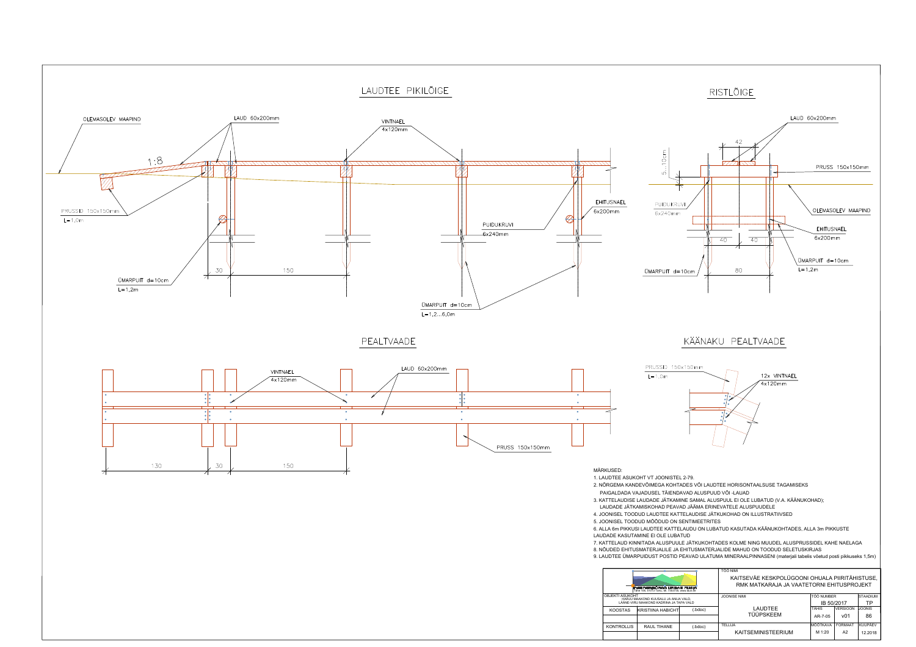## LAUDTEE PIKILÕIGE

OLEMASOLEV MAAPIND

LAUD 60x200mm

VINTNAEL 4x120mm

1:8

PRUSSID 150x150mm L=1,0m

EHITUSNAEL 6x200mm

PUIDUKRUVI 6x240mm

ÜMARPUIT d=10cm L=1,2m

30 150

ÜMARPUIT d=10cm L=1,2...6,0m

## RISTLÕIGE

LAUD 60x200mm

42

5...10cm

PRUSS 150x150mm

OLEMASOLEV MAAPIND

PUIDUKRUVI 6x240mm

EHITUSNAEL 6x200mm

40 40

ÜMARPUIT d=10cm L=1,2m

ÜMARPUIT d=10cm

80

## PEALTVAADE

VINTNAEL 4x120mm

LAUD 60x200mm

PRUSS 150x150mm

130 30 150

## KÄÄNAKU PEALTVAADE

PRUSSID 150x150mm L=1,0m

12x VINTNAEL 4x120mm

MÄRKUSED:

1. LAUDTEE ASUKOHT VT JOONISTEL 2-79.
2. NÕRGEMA KANDEVÕIMEGA KOHTADES VÕI LAUDTEE HORISONTAALSUSE TAGAMISEKS PAIGALDADA VAJADUSEL TÄIENDAVAD ALUSPUUD VÕI -LAUAD
3. KATTELAUDISE LAUDADE JÄTKAMINE SAMAL ALUSPUUL EI OLE LUBATUD (V.A. KÄÄNUKOHAD); LAUDADE JÄTKAMISKOHAD PEAVAD JÄÄMA ERINEVATELE ALUSPUUDELE
4. JOONISEL TOODUD LAUDTEE KATTELAUDISE JÄTKUKOHAD ON ILLUSTRATIIVSED
5. JOONISEL TOODUD MÕÕDUD ON SENTIMEETRITES
6. ALLA 6m PIKKUSI LAUDTEE KATTELAUDU ON LUBATUD KASUTADA KÄÄNUKOHTADES, ALLA 3m PIKKUSTE LAUDADE KASUTAMINE EI OLE LUBATUD
7. KATTELAUD KINNITADA ALUSPUULE JÄTKUKOHTADES KOLME NING MUUDEL ALUSPRUSSIDEL KAHE NAELAGA
8. NÕUDED EHITUSMATERJALILE JA EHITUSMATERJALIDE MAHUD ON TOODUD SELETUSKIRJAS
9. LAUDTEE ÜMARPUIDUST POSTID PEAVAD ULATUMA MINERAALPINNASENI (materjali tabelis võetud posti pikkuseks 1,5m)

| | | | |
|---|---|---|---|
| OBJEKTI ASUKOHT: HARJU MAAKOND KUUSALU JA ANIJA VALD, LÄÄNE-VIRU MAAKOND KADRINA JA TAPA VALD | | | TÖÖ NIMI: KAITSEVÄE KESKPOLÜGOONI OHUALA PIIRITÄHISTUSE, RMK MATKARAJA JA VAATETORNI EHITUSPROJEKT |
| KOOSTAS | KRISTIINA HABICHT | (.bdoc) | JOONISE NIMI: LAUDTEE TÜÜPSKEEM; TÖÖ NUMBER: IB 50/2017; STAADIUM: TP; TÄHIS: AR-7-05; VERSIOON: v01; JOONIS: 86 |
| KONTROLLIS | RAUL TIHANE | (.bdoc) | TELLIJA: KAITSEMINISTEERIUM; MÕÕTKAVA: M 1:20; FORMAAT: A2; KUUPÄEV: 12.2018 |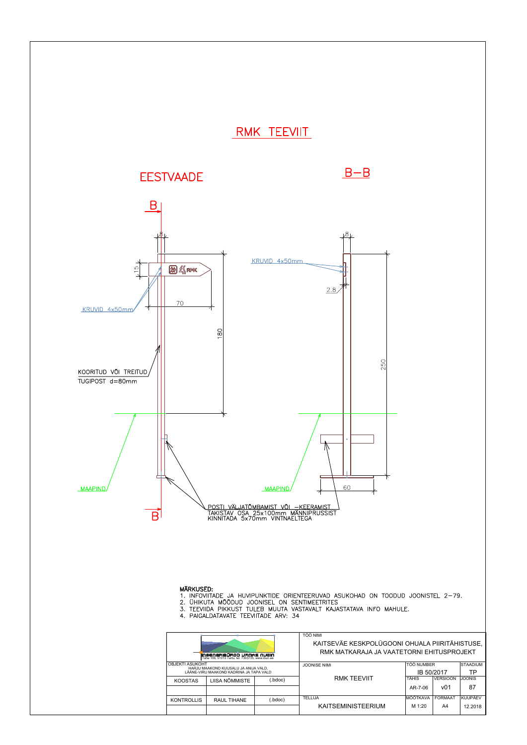# RMK TEEVIIT

## EESTVAADE

## B–B

B

8

15

KRUVID 4x50mm

70

180

KOORITUD VÕI TREITUD
TUGIPOST d=80mm

MAAPIND

B

KRUVID 4x50mm

8

2.8

250

MAAPIND

60

POSTI VÄLJATÕMBAMIST VÕI –KEERAMIST
TAKISTAV OSA 25x100mm MÄNNIPRUSSIST
KINNITADA 5x70mm VINTNAELTEGA

**MÄRKUSED:**

1. INFOVIITADE JA HUVIPUNKTIDE ORIENTEERUVAD ASUKOHAD ON TOODUD JOONISTEL 2–79.
2. ÜHIKUTA MÕÕDUD JOONISEL ON SENTIMEETRITES
3. TEEVIIDA PIKKUST TULEB MUUTA VASTAVALT KAJASTATAVA INFO MAHULE.
4. PAIGALDATAVATE TEEVIITADE ARV: 34

| | | | | | | |
|---|---|---|---|---|---|---|
| Inseneribüroo Urmas Nugin, Tähe 106, 51013 Tartu, tel. 7303735, www.ioun.ee | | | TÖÖ NIMI: KAITSEVÄE KESKPOLÜGOONI OHUALA PIIRITÄHISTUSE, RMK MATKARAJA JA VAATETORNI EHITUSPROJEKT | | | |
| OBJEKTI ASUKOHT: HARJU MAAKOND KUUSALU JA ANIJA VALD, LÄÄNE-VIRU MAAKOND KADRINA JA TAPA VALD | | | JOONISE NIMI: RMK TEEVIIT | TÖÖ NUMBER: IB 50/2017 | | STAADIUM: TP |
| KOOSTAS | LIISA NÕMMISTE | (.bdoc) | | TÄHIS: AR-7-06 | VERSIOON: v01 | JOONIS: 87 |
| KONTROLLIS | RAUL TIHANE | (.bdoc) | TELLIJA: KAITSEMINISTEERIUM | MÕÕTKAVA: M 1:20 | FORMAAT: A4 | KUUPÄEV: 12.2018 |